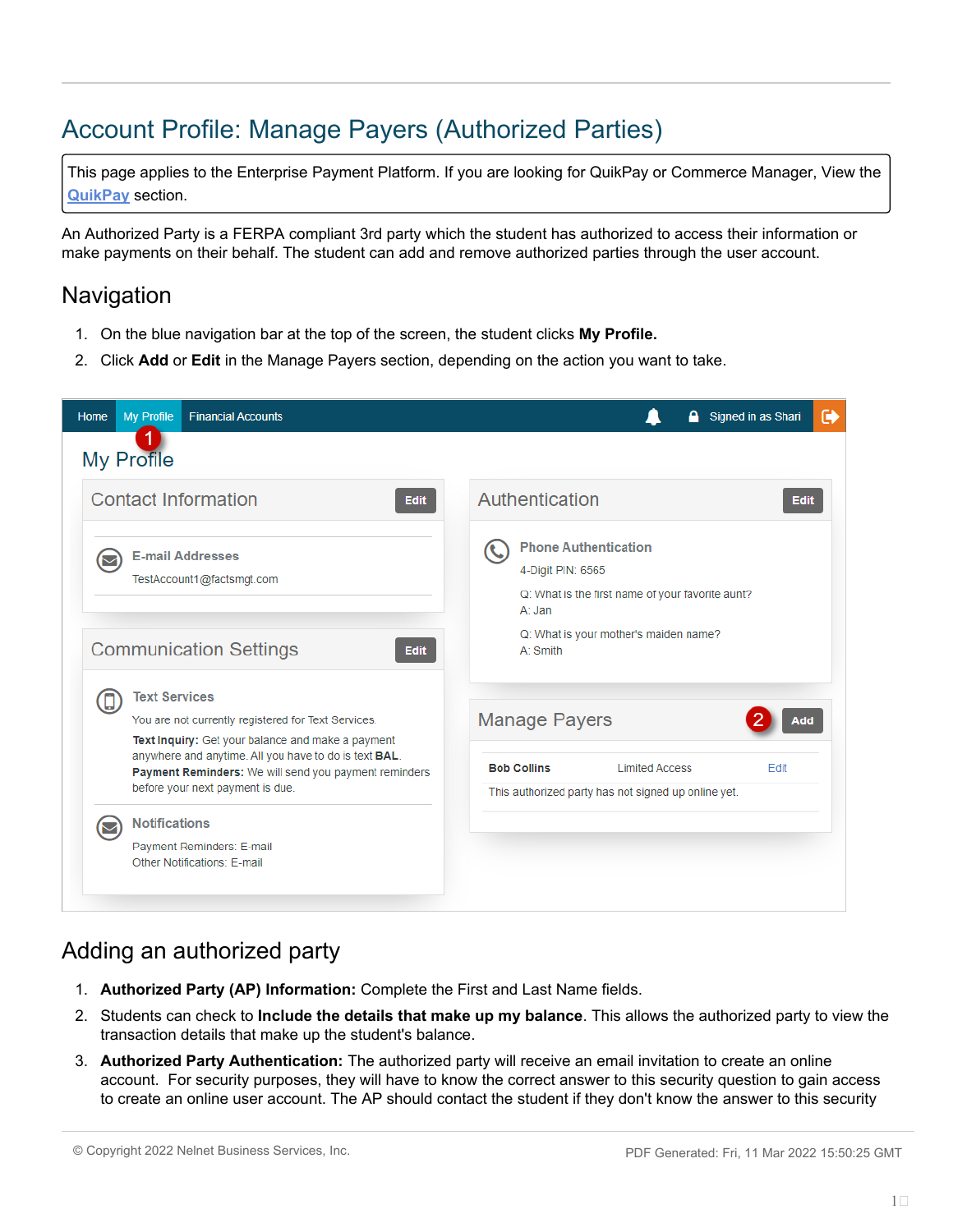# Account Profile: Manage Payers (Authorized Parties)

This page applies to the Enterprise Payment Platform. If you are looking for QuikPay or Commerce Manager, View the QuikPay section.

An Authorized Party is a FERPA compliant 3rd party which the student has authorized to access their information or make payments on their behalf. The student can add and remove authorized parties through the user account.

## Navigation

1. On the blue navigation bar at the top of the screen, the student clicks **My Profile.**
2. Click **Add** or **Edit** in the Manage Payers section, depending on the action you want to take.

## Adding an authorized party

1. **Authorized Party (AP) Information:** Complete the First and Last Name fields.
2. Students can check to **Include the details that make up my balance**. This allows the authorized party to view the transaction details that make up the student's balance.
3. **Authorized Party Authentication:** The authorized party will receive an email invitation to create an online account. For security purposes, they will have to know the correct answer to this security question to gain access to create an online user account. The AP should contact the student if they don't know the answer to this security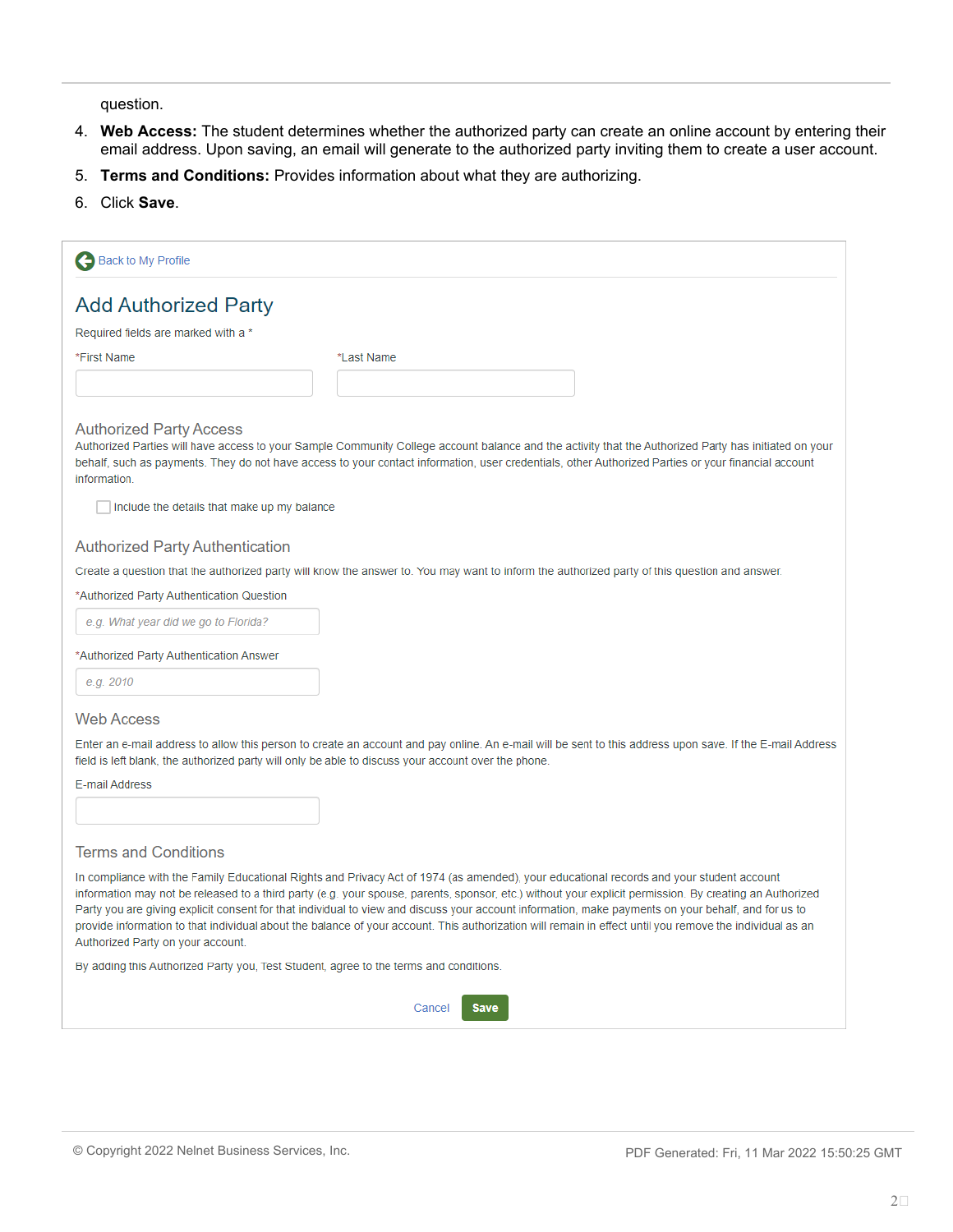question.

4. **Web Access:** The student determines whether the authorized party can create an online account by entering their email address. Upon saving, an email will generate to the authorized party inviting them to create a user account.
5. **Terms and Conditions:** Provides information about what they are authorizing.
6. Click **Save**.

Back to My Profile

## Add Authorized Party

Required fields are marked with a *

*First Name

*Last Name

### Authorized Party Access

Authorized Parties will have access to your Sample Community College account balance and the activity that the Authorized Party has initiated on your behalf, such as payments. They do not have access to your contact information, user credentials, other Authorized Parties or your financial account information.

☐ Include the details that make up my balance

### Authorized Party Authentication

Create a question that the authorized party will know the answer to. You may want to inform the authorized party of this question and answer.

*Authorized Party Authentication Question

*e.g. What year did we go to Florida?*

*Authorized Party Authentication Answer

*e.g. 2010*

### Web Access

Enter an e-mail address to allow this person to create an account and pay online. An e-mail will be sent to this address upon save. If the E-mail Address field is left blank, the authorized party will only be able to discuss your account over the phone.

E-mail Address

### Terms and Conditions

In compliance with the Family Educational Rights and Privacy Act of 1974 (as amended), your educational records and your student account information may not be released to a third party (e.g. your spouse, parents, sponsor, etc.) without your explicit permission. By creating an Authorized Party you are giving explicit consent for that individual to view and discuss your account information, make payments on your behalf, and for us to provide information to that individual about the balance of your account. This authorization will remain in effect until you remove the individual as an Authorized Party on your account.

By adding this Authorized Party you, Test Student, agree to the terms and conditions.

Cancel **Save**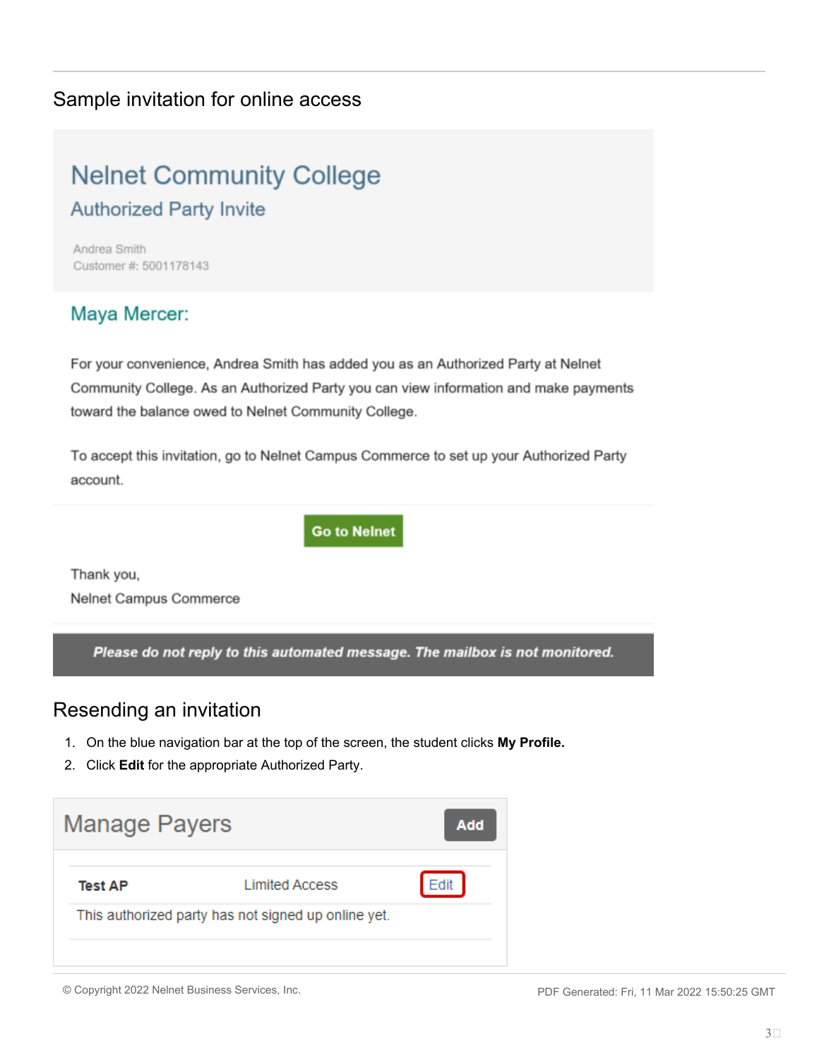## Sample invitation for online access

# Nelnet Community College

## Authorized Party Invite

Andrea Smith
Customer #: 5001178143

### Maya Mercer:

For your convenience, Andrea Smith has added you as an Authorized Party at Nelnet Community College. As an Authorized Party you can view information and make payments toward the balance owed to Nelnet Community College.

To accept this invitation, go to Nelnet Campus Commerce to set up your Authorized Party account.

**Go to Nelnet**

Thank you,
Nelnet Campus Commerce

***Please do not reply to this automated message. The mailbox is not monitored.***

## Resending an invitation

1. On the blue navigation bar at the top of the screen, the student clicks **My Profile.**
2. Click **Edit** for the appropriate Authorized Party.

Manage Payers — **Add**

| **Test AP** | Limited Access | Edit |
| --- | --- | --- |
| This authorized party has not signed up online yet. | | |

© Copyright 2022 Nelnet Business Services, Inc.

PDF Generated: Fri, 11 Mar 2022 15:50:25 GMT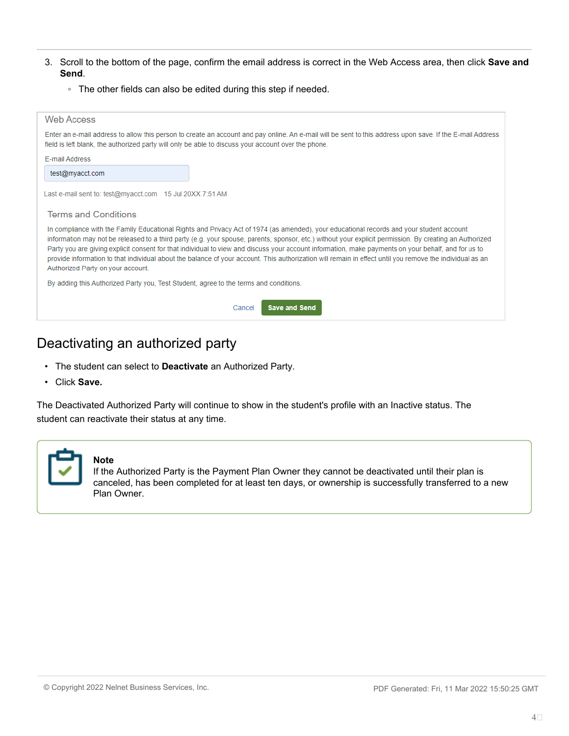3. Scroll to the bottom of the page, confirm the email address is correct in the Web Access area, then click **Save and Send**.
   - The other fields can also be edited during this step if needed.

Web Access

Enter an e-mail address to allow this person to create an account and pay online. An e-mail will be sent to this address upon save. If the E-mail Address field is left blank, the authorized party will only be able to discuss your account over the phone.

E-mail Address

test@myacct.com

Last e-mail sent to: test@myacct.com 15 Jul 20XX 7:51 AM

Terms and Conditions

In compliance with the Family Educational Rights and Privacy Act of 1974 (as amended), your educational records and your student account information may not be released to a third party (e.g. your spouse, parents, sponsor, etc.) without your explicit permission. By creating an Authorized Party you are giving explicit consent for that individual to view and discuss your account information, make payments on your behalf, and for us to provide information to that individual about the balance of your account. This authorization will remain in effect until you remove the individual as an Authorized Party on your account.

By adding this Authorized Party you, Test Student, agree to the terms and conditions.

Cancel | Save and Send

## Deactivating an authorized party

- The student can select to **Deactivate** an Authorized Party.
- Click **Save.**

The Deactivated Authorized Party will continue to show in the student's profile with an Inactive status. The student can reactivate their status at any time.

> **Note**
> If the Authorized Party is the Payment Plan Owner they cannot be deactivated until their plan is canceled, has been completed for at least ten days, or ownership is successfully transferred to a new Plan Owner.

© Copyright 2022 Nelnet Business Services, Inc.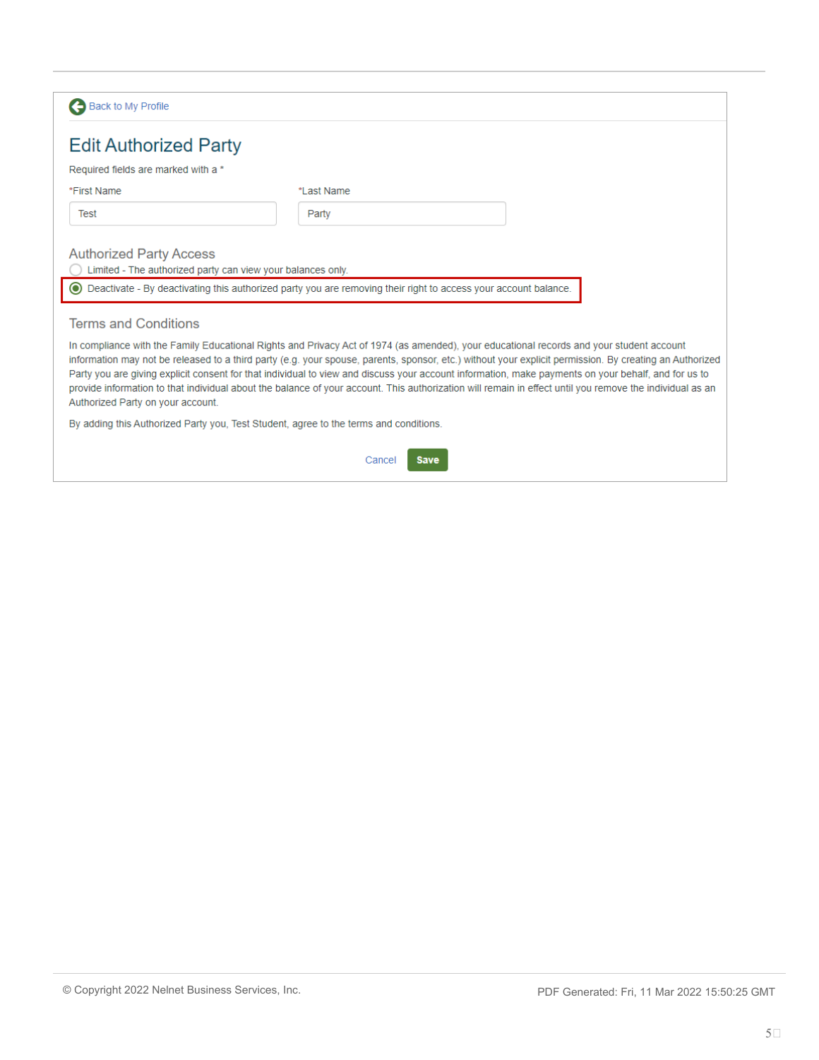Back to My Profile

## Edit Authorized Party

Required fields are marked with a *

*First Name

Test

*Last Name

Party

### Authorized Party Access

- Limited - The authorized party can view your balances only.
- Deactivate - By deactivating this authorized party you are removing their right to access your account balance.

### Terms and Conditions

In compliance with the Family Educational Rights and Privacy Act of 1974 (as amended), your educational records and your student account information may not be released to a third party (e.g. your spouse, parents, sponsor, etc.) without your explicit permission. By creating an Authorized Party you are giving explicit consent for that individual to view and discuss your account information, make payments on your behalf, and for us to provide information to that individual about the balance of your account. This authorization will remain in effect until you remove the individual as an Authorized Party on your account.

By adding this Authorized Party you, Test Student, agree to the terms and conditions.

Cancel Save

© Copyright 2022 Nelnet Business Services, Inc.

PDF Generated: Fri, 11 Mar 2022 15:50:25 GMT